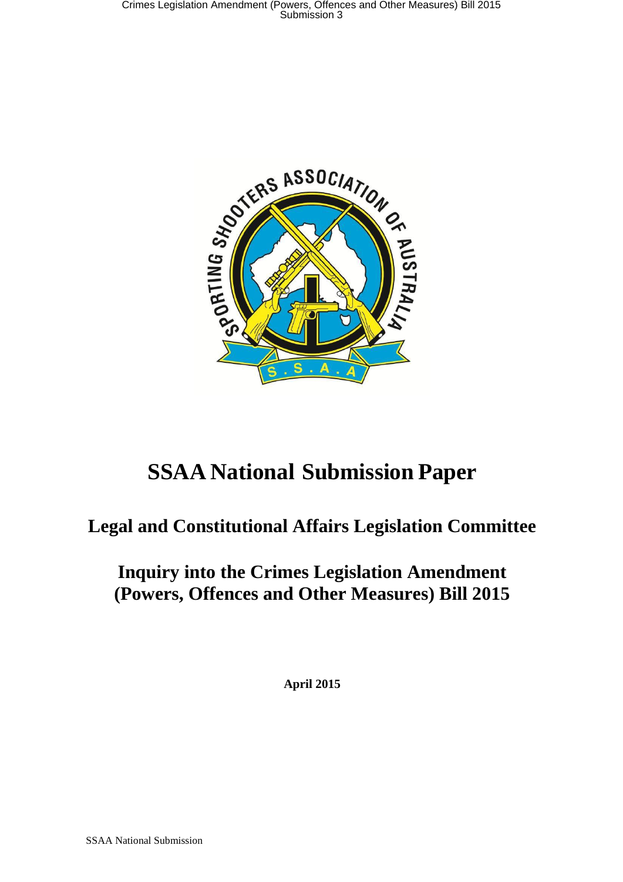# SSAA National Submission Paper

## Legal and Constitutional Affairs Legislation Committee

## Inquiry into the Crimes Legislation Amendment (Powers, Offences and Other Measures) Bill 2015

**April 2015**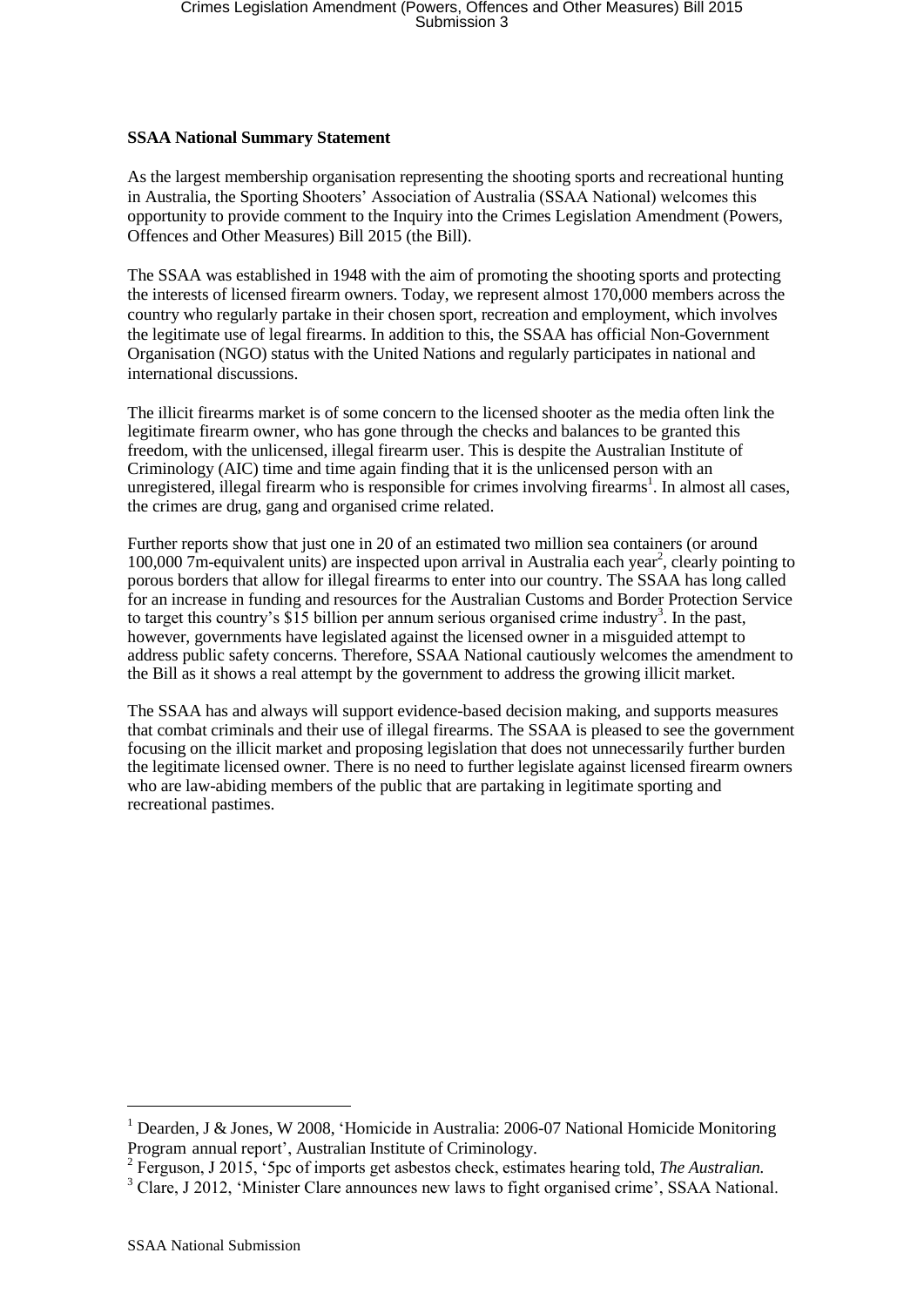**SSAA National Summary Statement**

As the largest membership organisation representing the shooting sports and recreational hunting in Australia, the Sporting Shooters' Association of Australia (SSAA National) welcomes this opportunity to provide comment to the Inquiry into the Crimes Legislation Amendment (Powers, Offences and Other Measures) Bill 2015 (the Bill).

The SSAA was established in 1948 with the aim of promoting the shooting sports and protecting the interests of licensed firearm owners. Today, we represent almost 170,000 members across the country who regularly partake in their chosen sport, recreation and employment, which involves the legitimate use of legal firearms. In addition to this, the SSAA has official Non-Government Organisation (NGO) status with the United Nations and regularly participates in national and international discussions.

The illicit firearms market is of some concern to the licensed shooter as the media often link the legitimate firearm owner, who has gone through the checks and balances to be granted this freedom, with the unlicensed, illegal firearm user. This is despite the Australian Institute of Criminology (AIC) time and time again finding that it is the unlicensed person with an unregistered, illegal firearm who is responsible for crimes involving firearms[1]. In almost all cases, the crimes are drug, gang and organised crime related.

Further reports show that just one in 20 of an estimated two million sea containers (or around 100,000 7m-equivalent units) are inspected upon arrival in Australia each year[2], clearly pointing to porous borders that allow for illegal firearms to enter into our country. The SSAA has long called for an increase in funding and resources for the Australian Customs and Border Protection Service to target this country's $15 billion per annum serious organised crime industry[3]. In the past, however, governments have legislated against the licensed owner in a misguided attempt to address public safety concerns. Therefore, SSAA National cautiously welcomes the amendment to the Bill as it shows a real attempt by the government to address the growing illicit market.

The SSAA has and always will support evidence-based decision making, and supports measures that combat criminals and their use of illegal firearms. The SSAA is pleased to see the government focusing on the illicit market and proposing legislation that does not unnecessarily further burden the legitimate licensed owner. There is no need to further legislate against licensed firearm owners who are law-abiding members of the public that are partaking in legitimate sporting and recreational pastimes.

---

[1] Dearden, J & Jones, W 2008, 'Homicide in Australia: 2006-07 National Homicide Monitoring Program annual report', Australian Institute of Criminology.

[2] Ferguson, J 2015, '5pc of imports get asbestos check, estimates hearing told, *The Australian.*

[3] Clare, J 2012, 'Minister Clare announces new laws to fight organised crime', SSAA National.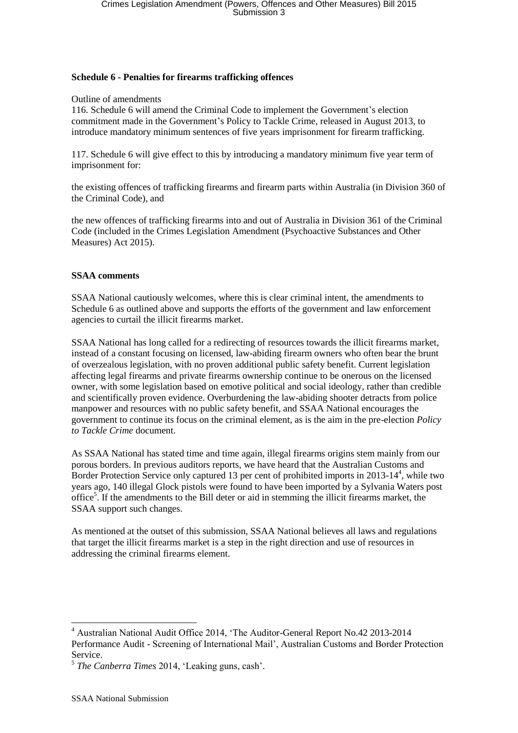**Schedule 6 - Penalties for firearms trafficking offences**

Outline of amendments

116. Schedule 6 will amend the Criminal Code to implement the Government's election commitment made in the Government's Policy to Tackle Crime, released in August 2013, to introduce mandatory minimum sentences of five years imprisonment for firearm trafficking.

117. Schedule 6 will give effect to this by introducing a mandatory minimum five year term of imprisonment for:

the existing offences of trafficking firearms and firearm parts within Australia (in Division 360 of the Criminal Code), and

the new offences of trafficking firearms into and out of Australia in Division 361 of the Criminal Code (included in the Crimes Legislation Amendment (Psychoactive Substances and Other Measures) Act 2015).

**SSAA comments**

SSAA National cautiously welcomes, where this is clear criminal intent, the amendments to Schedule 6 as outlined above and supports the efforts of the government and law enforcement agencies to curtail the illicit firearms market.

SSAA National has long called for a redirecting of resources towards the illicit firearms market, instead of a constant focusing on licensed, law-abiding firearm owners who often bear the brunt of overzealous legislation, with no proven additional public safety benefit. Current legislation affecting legal firearms and private firearms ownership continue to be onerous on the licensed owner, with some legislation based on emotive political and social ideology, rather than credible and scientifically proven evidence. Overburdening the law-abiding shooter detracts from police manpower and resources with no public safety benefit, and SSAA National encourages the government to continue its focus on the criminal element, as is the aim in the pre-election *Policy to Tackle Crime* document.

As SSAA National has stated time and time again, illegal firearms origins stem mainly from our porous borders. In previous auditors reports, we have heard that the Australian Customs and Border Protection Service only captured 13 per cent of prohibited imports in 2013-14[4], while two years ago, 140 illegal Glock pistols were found to have been imported by a Sylvania Waters post office[5]. If the amendments to the Bill deter or aid in stemming the illicit firearms market, the SSAA support such changes.

As mentioned at the outset of this submission, SSAA National believes all laws and regulations that target the illicit firearms market is a step in the right direction and use of resources in addressing the criminal firearms element.

---

[4] Australian National Audit Office 2014, 'The Auditor-General Report No.42 2013-2014 Performance Audit - Screening of International Mail', Australian Customs and Border Protection Service.

[5] *The Canberra Times* 2014, 'Leaking guns, cash'.